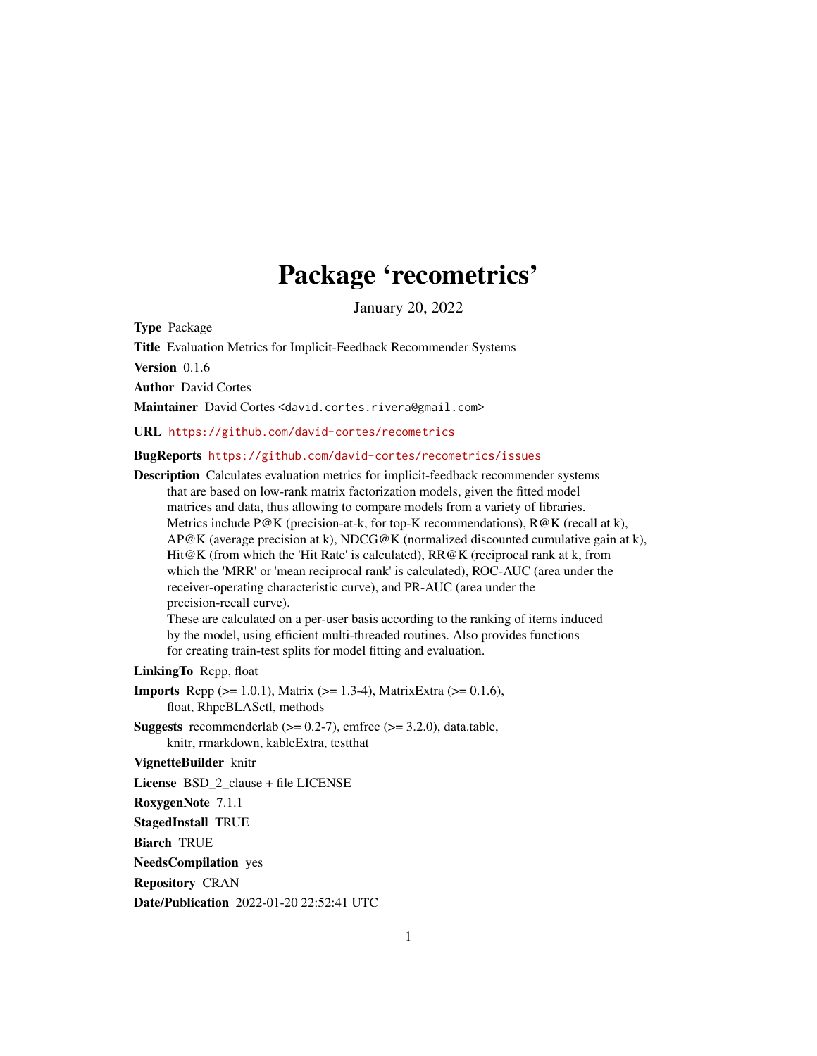# Package 'recometrics'

January 20, 2022

**Type** Package

**Title** Evaluation Metrics for Implicit-Feedback Recommender Systems

**Version** 0.1.6

**Author** David Cortes

**Maintainer** David Cortes <david.cortes.rivera@gmail.com>

**URL** https://github.com/david-cortes/recometrics

**BugReports** https://github.com/david-cortes/recometrics/issues

**Description** Calculates evaluation metrics for implicit-feedback recommender systems that are based on low-rank matrix factorization models, given the fitted model matrices and data, thus allowing to compare models from a variety of libraries. Metrics include P@K (precision-at-k, for top-K recommendations), R@K (recall at k), AP@K (average precision at k), NDCG@K (normalized discounted cumulative gain at k), Hit@K (from which the 'Hit Rate' is calculated), RR@K (reciprocal rank at k, from which the 'MRR' or 'mean reciprocal rank' is calculated), ROC-AUC (area under the receiver-operating characteristic curve), and PR-AUC (area under the precision-recall curve).
These are calculated on a per-user basis according to the ranking of items induced by the model, using efficient multi-threaded routines. Also provides functions for creating train-test splits for model fitting and evaluation.

**LinkingTo** Rcpp, float

**Imports** Rcpp (>= 1.0.1), Matrix (>= 1.3-4), MatrixExtra (>= 0.1.6), float, RhpcBLASctl, methods

**Suggests** recommenderlab (>= 0.2-7), cmfrec (>= 3.2.0), data.table, knitr, rmarkdown, kableExtra, testthat

**VignetteBuilder** knitr

**License** BSD_2_clause + file LICENSE

**RoxygenNote** 7.1.1

**StagedInstall** TRUE

**Biarch** TRUE

**NeedsCompilation** yes

**Repository** CRAN

**Date/Publication** 2022-01-20 22:52:41 UTC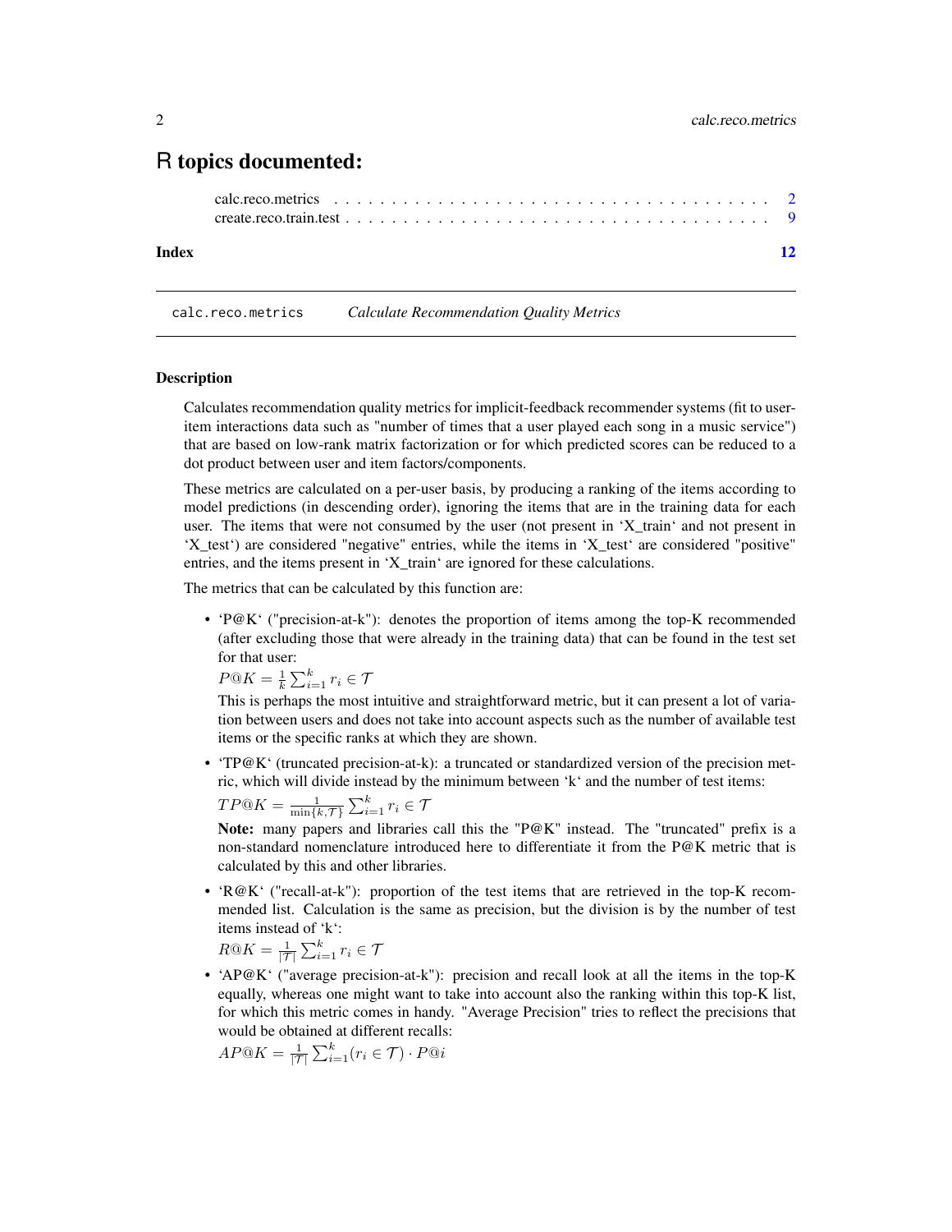# R topics documented:

calc.reco.metrics . . . . . . . . . . . . . . . . . . . . . . . . . . . . . . . . . . . . . . 2
create.reco.train.test . . . . . . . . . . . . . . . . . . . . . . . . . . . . . . . . . . . . 9

**Index** **12**

---

calc.reco.metrics *Calculate Recommendation Quality Metrics*

---

## Description

Calculates recommendation quality metrics for implicit-feedback recommender systems (fit to user-item interactions data such as "number of times that a user played each song in a music service") that are based on low-rank matrix factorization or for which predicted scores can be reduced to a dot product between user and item factors/components.

These metrics are calculated on a per-user basis, by producing a ranking of the items according to model predictions (in descending order), ignoring the items that are in the training data for each user. The items that were not consumed by the user (not present in 'X_train' and not present in 'X_test') are considered "negative" entries, while the items in 'X_test' are considered "positive" entries, and the items present in 'X_train' are ignored for these calculations.

The metrics that can be calculated by this function are:

- 'P@K' ("precision-at-k"): denotes the proportion of items among the top-K recommended (after excluding those that were already in the training data) that can be found in the test set for that user:
  $P@K = \frac{1}{k} \sum_{i=1}^{k} r_i \in \mathcal{T}$
  This is perhaps the most intuitive and straightforward metric, but it can present a lot of variation between users and does not take into account aspects such as the number of available test items or the specific ranks at which they are shown.
- 'TP@K' (truncated precision-at-k): a truncated or standardized version of the precision metric, which will divide instead by the minimum between 'k' and the number of test items:
  $TP@K = \frac{1}{\min\{k, \mathcal{T}\}} \sum_{i=1}^{k} r_i \in \mathcal{T}$
  **Note:** many papers and libraries call this the "P@K" instead. The "truncated" prefix is a non-standard nomenclature introduced here to differentiate it from the P@K metric that is calculated by this and other libraries.
- 'R@K' ("recall-at-k"): proportion of the test items that are retrieved in the top-K recommended list. Calculation is the same as precision, but the division is by the number of test items instead of 'k':
  $R@K = \frac{1}{|\mathcal{T}|} \sum_{i=1}^{k} r_i \in \mathcal{T}$
- 'AP@K' ("average precision-at-k"): precision and recall look at all the items in the top-K equally, whereas one might want to take into account also the ranking within this top-K list, for which this metric comes in handy. "Average Precision" tries to reflect the precisions that would be obtained at different recalls:
  $AP@K = \frac{1}{|\mathcal{T}|} \sum_{i=1}^{k} (r_i \in \mathcal{T}) \cdot P@i$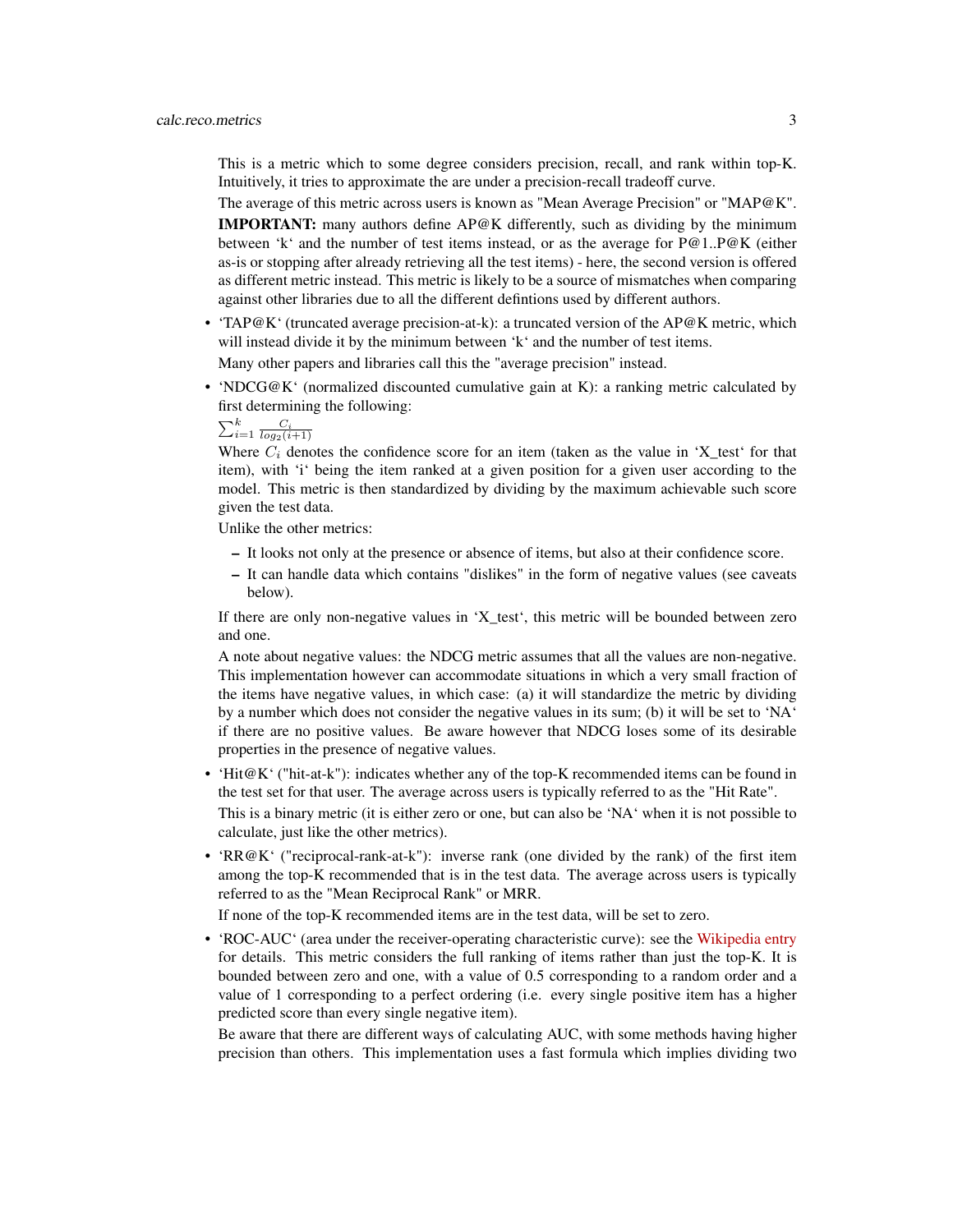This is a metric which to some degree considers precision, recall, and rank within top-K. Intuitively, it tries to approximate the are under a precision-recall tradeoff curve.

The average of this metric across users is known as "Mean Average Precision" or "MAP@K".

**IMPORTANT:** many authors define AP@K differently, such as dividing by the minimum between ‘k‘ and the number of test items instead, or as the average for P@1..P@K (either as-is or stopping after already retrieving all the test items) - here, the second version is offered as different metric instead. This metric is likely to be a source of mismatches when comparing against other libraries due to all the different defintions used by different authors.

- ‘TAP@K‘ (truncated average precision-at-k): a truncated version of the AP@K metric, which will instead divide it by the minimum between ‘k‘ and the number of test items.

  Many other papers and libraries call this the "average precision" instead.

- ‘NDCG@K‘ (normalized discounted cumulative gain at K): a ranking metric calculated by first determining the following:

  $\sum_{i=1}^{k} \frac{C_i}{log_2(i+1)}$

  Where $C_i$ denotes the confidence score for an item (taken as the value in ‘X_test‘ for that item), with ‘i‘ being the item ranked at a given position for a given user according to the model. This metric is then standardized by dividing by the maximum achievable such score given the test data.

  Unlike the other metrics:

  - It looks not only at the presence or absence of items, but also at their confidence score.
  - It can handle data which contains "dislikes" in the form of negative values (see caveats below).

  If there are only non-negative values in ‘X_test‘, this metric will be bounded between zero and one.

  A note about negative values: the NDCG metric assumes that all the values are non-negative. This implementation however can accommodate situations in which a very small fraction of the items have negative values, in which case: (a) it will standardize the metric by dividing by a number which does not consider the negative values in its sum; (b) it will be set to ‘NA‘ if there are no positive values. Be aware however that NDCG loses some of its desirable properties in the presence of negative values.

- ‘Hit@K‘ ("hit-at-k"): indicates whether any of the top-K recommended items can be found in the test set for that user. The average across users is typically referred to as the "Hit Rate".

  This is a binary metric (it is either zero or one, but can also be ‘NA‘ when it is not possible to calculate, just like the other metrics).

- ‘RR@K‘ ("reciprocal-rank-at-k"): inverse rank (one divided by the rank) of the first item among the top-K recommended that is in the test data. The average across users is typically referred to as the "Mean Reciprocal Rank" or MRR.

  If none of the top-K recommended items are in the test data, will be set to zero.

- ‘ROC-AUC‘ (area under the receiver-operating characteristic curve): see the Wikipedia entry for details. This metric considers the full ranking of items rather than just the top-K. It is bounded between zero and one, with a value of 0.5 corresponding to a random order and a value of 1 corresponding to a perfect ordering (i.e. every single positive item has a higher predicted score than every single negative item).

  Be aware that there are different ways of calculating AUC, with some methods having higher precision than others. This implementation uses a fast formula which implies dividing two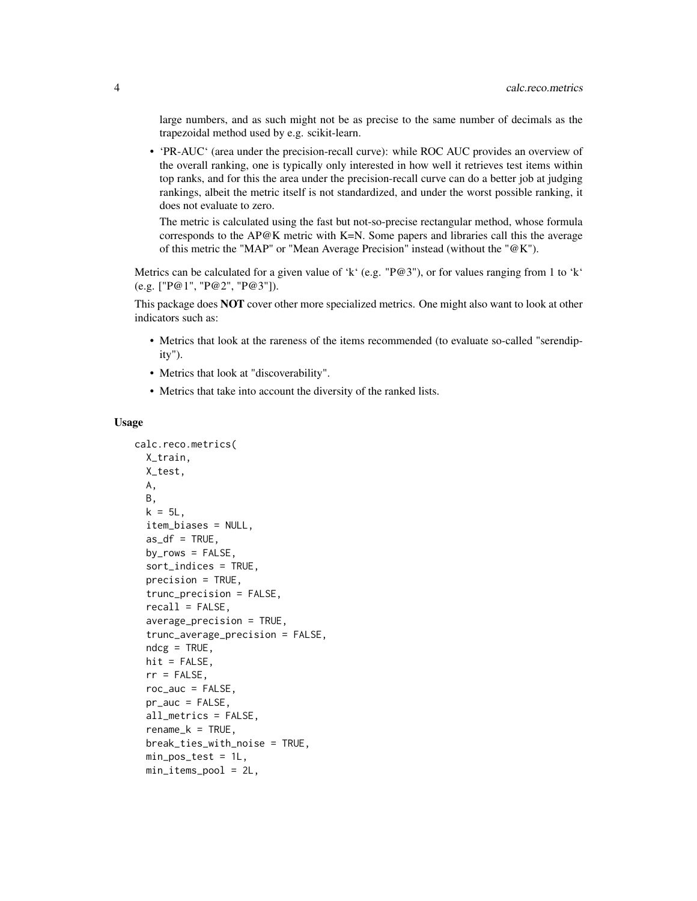large numbers, and as such might not be as precise to the same number of decimals as the trapezoidal method used by e.g. scikit-learn.

- 'PR-AUC' (area under the precision-recall curve): while ROC AUC provides an overview of the overall ranking, one is typically only interested in how well it retrieves test items within top ranks, and for this the area under the precision-recall curve can do a better job at judging rankings, albeit the metric itself is not standardized, and under the worst possible ranking, it does not evaluate to zero.

  The metric is calculated using the fast but not-so-precise rectangular method, whose formula corresponds to the AP@K metric with K=N. Some papers and libraries call this the average of this metric the "MAP" or "Mean Average Precision" instead (without the "@K").

Metrics can be calculated for a given value of 'k' (e.g. "P@3"), or for values ranging from 1 to 'k' (e.g. ["P@1", "P@2", "P@3"]).

This package does **NOT** cover other more specialized metrics. One might also want to look at other indicators such as:

- Metrics that look at the rareness of the items recommended (to evaluate so-called "serendipity").
- Metrics that look at "discoverability".
- Metrics that take into account the diversity of the ranked lists.

### Usage

```
calc.reco.metrics(
  X_train,
  X_test,
  A,
  B,
  k = 5L,
  item_biases = NULL,
  as_df = TRUE,
  by_rows = FALSE,
  sort_indices = TRUE,
  precision = TRUE,
  trunc_precision = FALSE,
  recall = FALSE,
  average_precision = TRUE,
  trunc_average_precision = FALSE,
  ndcg = TRUE,
  hit = FALSE,
  rr = FALSE,
  roc_auc = FALSE,
  pr_auc = FALSE,
  all_metrics = FALSE,
  rename_k = TRUE,
  break_ties_with_noise = TRUE,
  min_pos_test = 1L,
  min_items_pool = 2L,
```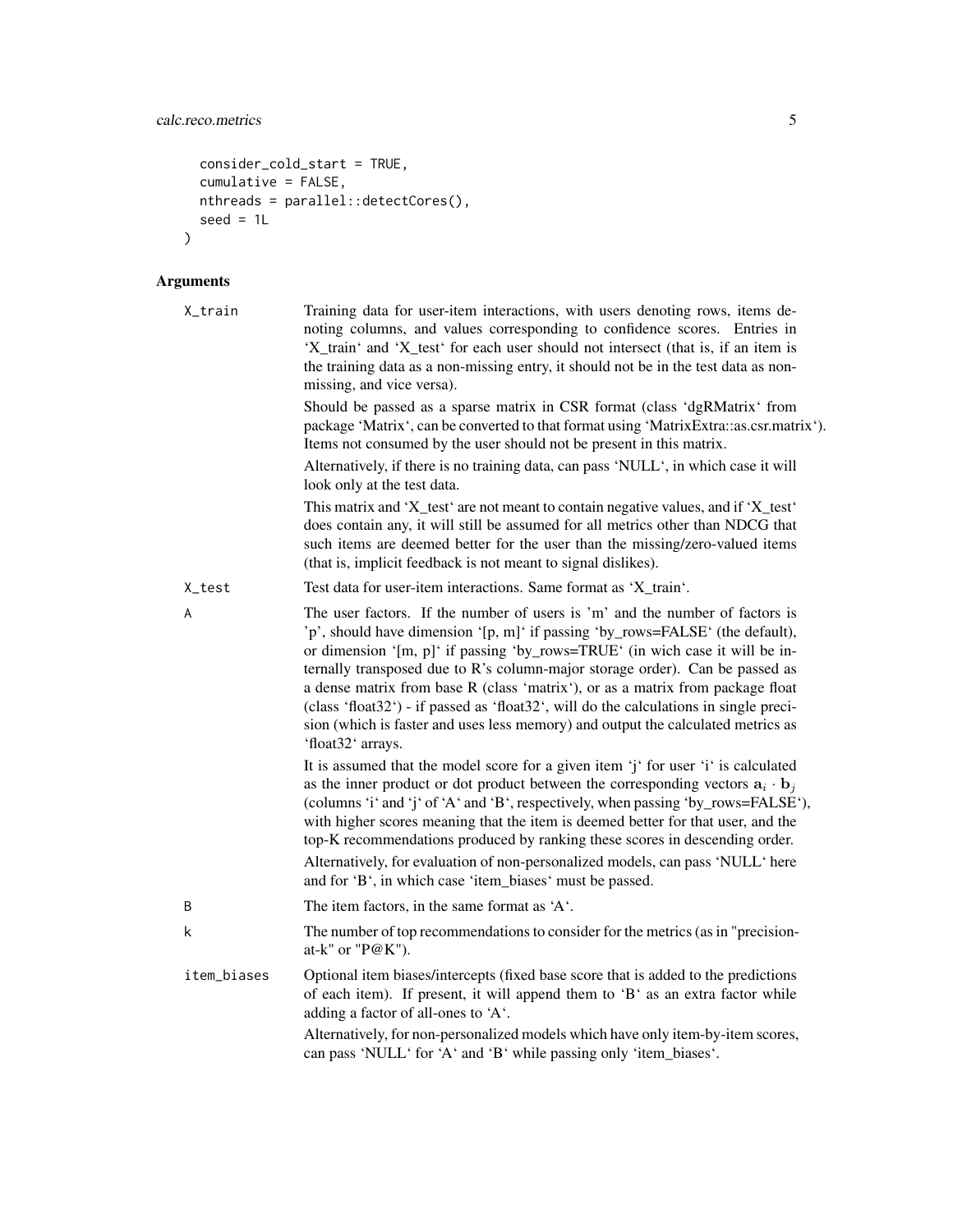```
  consider_cold_start = TRUE,
  cumulative = FALSE,
  nthreads = parallel::detectCores(),
  seed = 1L
)
```

## Arguments

**X_train**
Training data for user-item interactions, with users denoting rows, items denoting columns, and values corresponding to confidence scores. Entries in 'X_train' and 'X_test' for each user should not intersect (that is, if an item is the training data as a non-missing entry, it should not be in the test data as non-missing, and vice versa).

Should be passed as a sparse matrix in CSR format (class 'dgRMatrix' from package 'Matrix', can be converted to that format using 'MatrixExtra::as.csr.matrix'). Items not consumed by the user should not be present in this matrix.

Alternatively, if there is no training data, can pass 'NULL', in which case it will look only at the test data.

This matrix and 'X_test' are not meant to contain negative values, and if 'X_test' does contain any, it will still be assumed for all metrics other than NDCG that such items are deemed better for the user than the missing/zero-valued items (that is, implicit feedback is not meant to signal dislikes).

**X_test**
Test data for user-item interactions. Same format as 'X_train'.

**A**
The user factors. If the number of users is 'm' and the number of factors is 'p', should have dimension '[p, m]' if passing 'by_rows=FALSE' (the default), or dimension '[m, p]' if passing 'by_rows=TRUE' (in wich case it will be internally transposed due to R's column-major storage order). Can be passed as a dense matrix from base R (class 'matrix'), or as a matrix from package float (class 'float32') - if passed as 'float32', will do the calculations in single precision (which is faster and uses less memory) and output the calculated metrics as 'float32' arrays.

It is assumed that the model score for a given item 'j' for user 'i' is calculated as the inner product or dot product between the corresponding vectors $\mathbf{a}_i \cdot \mathbf{b}_j$ (columns 'i' and 'j' of 'A' and 'B', respectively, when passing 'by_rows=FALSE'), with higher scores meaning that the item is deemed better for that user, and the top-K recommendations produced by ranking these scores in descending order.

Alternatively, for evaluation of non-personalized models, can pass 'NULL' here and for 'B', in which case 'item_biases' must be passed.

**B**
The item factors, in the same format as 'A'.

**k**
The number of top recommendations to consider for the metrics (as in "precision-at-k" or "P@K").

**item_biases**
Optional item biases/intercepts (fixed base score that is added to the predictions of each item). If present, it will append them to 'B' as an extra factor while adding a factor of all-ones to 'A'.

Alternatively, for non-personalized models which have only item-by-item scores, can pass 'NULL' for 'A' and 'B' while passing only 'item_biases'.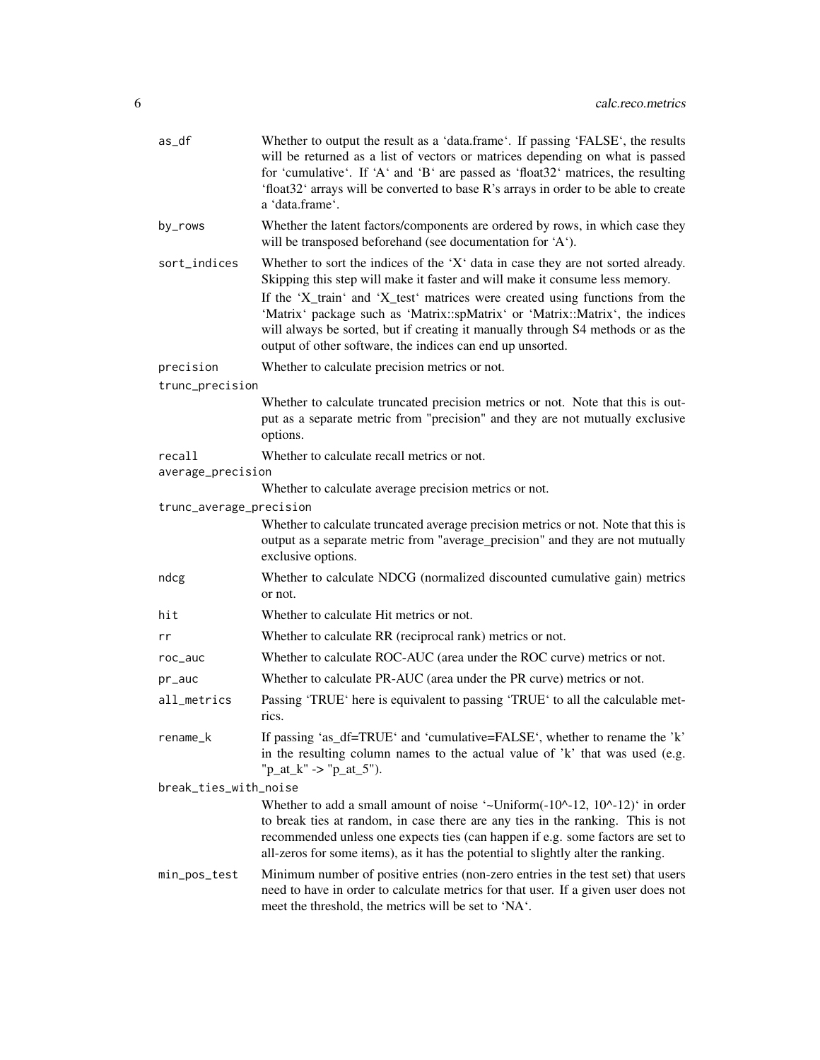| | |
|---|---|
| as_df | Whether to output the result as a 'data.frame'. If passing 'FALSE', the results will be returned as a list of vectors or matrices depending on what is passed for 'cumulative'. If 'A' and 'B' are passed as 'float32' matrices, the resulting 'float32' arrays will be converted to base R's arrays in order to be able to create a 'data.frame'. |
| by_rows | Whether the latent factors/components are ordered by rows, in which case they will be transposed beforehand (see documentation for 'A'). |
| sort_indices | Whether to sort the indices of the 'X' data in case they are not sorted already. Skipping this step will make it faster and will make it consume less memory. If the 'X_train' and 'X_test' matrices were created using functions from the 'Matrix' package such as 'Matrix::spMatrix' or 'Matrix::Matrix', the indices will always be sorted, but if creating it manually through S4 methods or as the output of other software, the indices can end up unsorted. |
| precision | Whether to calculate precision metrics or not. |
| trunc_precision | Whether to calculate truncated precision metrics or not. Note that this is output as a separate metric from "precision" and they are not mutually exclusive options. |
| recall | Whether to calculate recall metrics or not. |
| average_precision | Whether to calculate average precision metrics or not. |
| trunc_average_precision | Whether to calculate truncated average precision metrics or not. Note that this is output as a separate metric from "average_precision" and they are not mutually exclusive options. |
| ndcg | Whether to calculate NDCG (normalized discounted cumulative gain) metrics or not. |
| hit | Whether to calculate Hit metrics or not. |
| rr | Whether to calculate RR (reciprocal rank) metrics or not. |
| roc_auc | Whether to calculate ROC-AUC (area under the ROC curve) metrics or not. |
| pr_auc | Whether to calculate PR-AUC (area under the PR curve) metrics or not. |
| all_metrics | Passing 'TRUE' here is equivalent to passing 'TRUE' to all the calculable metrics. |
| rename_k | If passing 'as_df=TRUE' and 'cumulative=FALSE', whether to rename the 'k' in the resulting column names to the actual value of 'k' that was used (e.g. "p_at_k" -> "p_at_5"). |
| break_ties_with_noise | Whether to add a small amount of noise '~Uniform(-10^-12, 10^-12)' in order to break ties at random, in case there are any ties in the ranking. This is not recommended unless one expects ties (can happen if e.g. some factors are set to all-zeros for some items), as it has the potential to slightly alter the ranking. |
| min_pos_test | Minimum number of positive entries (non-zero entries in the test set) that users need to have in order to calculate metrics for that user. If a given user does not meet the threshold, the metrics will be set to 'NA'. |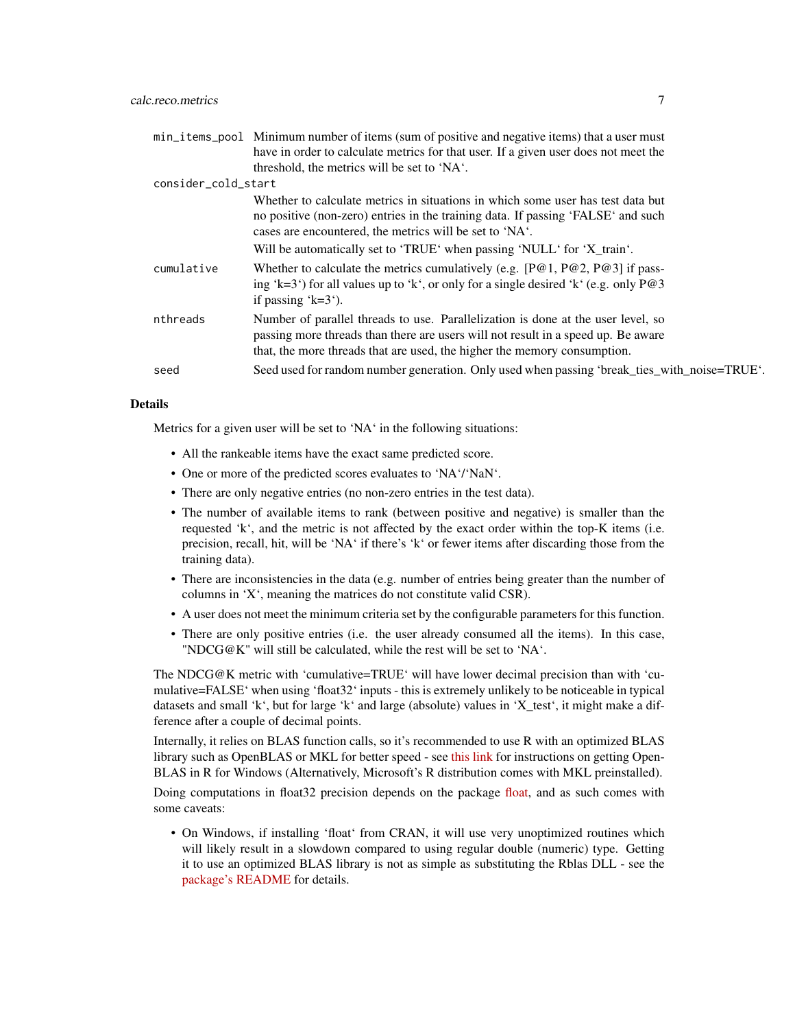`min_items_pool` Minimum number of items (sum of positive and negative items) that a user must have in order to calculate metrics for that user. If a given user does not meet the threshold, the metrics will be set to 'NA'.

`consider_cold_start`
Whether to calculate metrics in situations in which some user has test data but no positive (non-zero) entries in the training data. If passing 'FALSE' and such cases are encountered, the metrics will be set to 'NA'.

Will be automatically set to 'TRUE' when passing 'NULL' for 'X_train'.

`cumulative` Whether to calculate the metrics cumulatively (e.g. [P@1, P@2, P@3] if passing 'k=3') for all values up to 'k', or only for a single desired 'k' (e.g. only P@3 if passing 'k=3').

`nthreads` Number of parallel threads to use. Parallelization is done at the user level, so passing more threads than there are users will not result in a speed up. Be aware that, the more threads that are used, the higher the memory consumption.

`seed` Seed used for random number generation. Only used when passing 'break_ties_with_noise=TRUE'.

## Details

Metrics for a given user will be set to 'NA' in the following situations:

- All the rankeable items have the exact same predicted score.
- One or more of the predicted scores evaluates to 'NA'/'NaN'.
- There are only negative entries (no non-zero entries in the test data).
- The number of available items to rank (between positive and negative) is smaller than the requested 'k', and the metric is not affected by the exact order within the top-K items (i.e. precision, recall, hit, will be 'NA' if there's 'k' or fewer items after discarding those from the training data).
- There are inconsistencies in the data (e.g. number of entries being greater than the number of columns in 'X', meaning the matrices do not constitute valid CSR).
- A user does not meet the minimum criteria set by the configurable parameters for this function.
- There are only positive entries (i.e. the user already consumed all the items). In this case, "NDCG@K" will still be calculated, while the rest will be set to 'NA'.

The NDCG@K metric with 'cumulative=TRUE' will have lower decimal precision than with 'cumulative=FALSE' when using 'float32' inputs - this is extremely unlikely to be noticeable in typical datasets and small 'k', but for large 'k' and large (absolute) values in 'X_test', it might make a difference after a couple of decimal points.

Internally, it relies on BLAS function calls, so it's recommended to use R with an optimized BLAS library such as OpenBLAS or MKL for better speed - see this link for instructions on getting OpenBLAS in R for Windows (Alternatively, Microsoft's R distribution comes with MKL preinstalled).

Doing computations in float32 precision depends on the package float, and as such comes with some caveats:

- On Windows, if installing 'float' from CRAN, it will use very unoptimized routines which will likely result in a slowdown compared to using regular double (numeric) type. Getting it to use an optimized BLAS library is not as simple as substituting the Rblas DLL - see the package's README for details.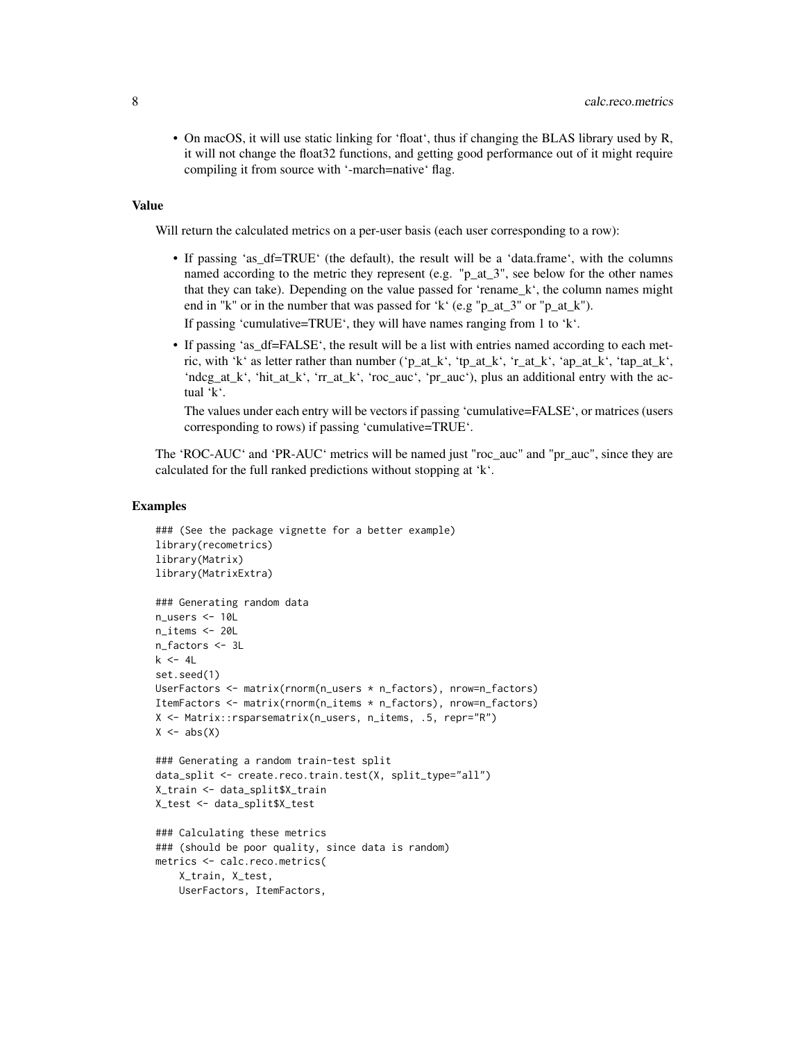- On macOS, it will use static linking for 'float', thus if changing the BLAS library used by R, it will not change the float32 functions, and getting good performance out of it might require compiling it from source with '-march=native' flag.

## Value

Will return the calculated metrics on a per-user basis (each user corresponding to a row):

- If passing 'as_df=TRUE' (the default), the result will be a 'data.frame', with the columns named according to the metric they represent (e.g. "p_at_3", see below for the other names that they can take). Depending on the value passed for 'rename_k', the column names might end in "k" or in the number that was passed for 'k' (e.g "p_at_3" or "p_at_k").

  If passing 'cumulative=TRUE', they will have names ranging from 1 to 'k'.

- If passing 'as_df=FALSE', the result will be a list with entries named according to each metric, with 'k' as letter rather than number ('p_at_k', 'tp_at_k', 'r_at_k', 'ap_at_k', 'tap_at_k', 'ndcg_at_k', 'hit_at_k', 'rr_at_k', 'roc_auc', 'pr_auc'), plus an additional entry with the actual 'k'.

  The values under each entry will be vectors if passing 'cumulative=FALSE', or matrices (users corresponding to rows) if passing 'cumulative=TRUE'.

The 'ROC-AUC' and 'PR-AUC' metrics will be named just "roc_auc" and "pr_auc", since they are calculated for the full ranked predictions without stopping at 'k'.

## Examples

```
### (See the package vignette for a better example)
library(recometrics)
library(Matrix)
library(MatrixExtra)

### Generating random data
n_users <- 10L
n_items <- 20L
n_factors <- 3L
k <- 4L
set.seed(1)
UserFactors <- matrix(rnorm(n_users * n_factors), nrow=n_factors)
ItemFactors <- matrix(rnorm(n_items * n_factors), nrow=n_factors)
X <- Matrix::rsparsematrix(n_users, n_items, .5, repr="R")
X <- abs(X)

### Generating a random train-test split
data_split <- create.reco.train.test(X, split_type="all")
X_train <- data_split$X_train
X_test <- data_split$X_test

### Calculating these metrics
### (should be poor quality, since data is random)
metrics <- calc.reco.metrics(
    X_train, X_test,
    UserFactors, ItemFactors,
```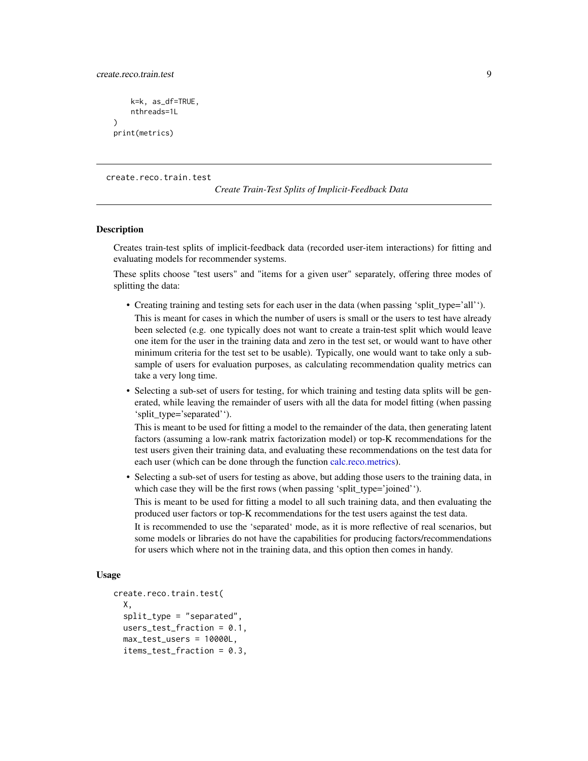```
    k=k, as_df=TRUE,
    nthreads=1L
)
print(metrics)
```

## create.reco.train.test    *Create Train-Test Splits of Implicit-Feedback Data*

### Description

Creates train-test splits of implicit-feedback data (recorded user-item interactions) for fitting and evaluating models for recommender systems.

These splits choose "test users" and "items for a given user" separately, offering three modes of splitting the data:

- Creating training and testing sets for each user in the data (when passing 'split_type='all'').

  This is meant for cases in which the number of users is small or the users to test have already been selected (e.g. one typically does not want to create a train-test split which would leave one item for the user in the training data and zero in the test set, or would want to have other minimum criteria for the test set to be usable). Typically, one would want to take only a sub-sample of users for evaluation purposes, as calculating recommendation quality metrics can take a very long time.

- Selecting a sub-set of users for testing, for which training and testing data splits will be generated, while leaving the remainder of users with all the data for model fitting (when passing 'split_type='separated'').

  This is meant to be used for fitting a model to the remainder of the data, then generating latent factors (assuming a low-rank matrix factorization model) or top-K recommendations for the test users given their training data, and evaluating these recommendations on the test data for each user (which can be done through the function calc.reco.metrics).

- Selecting a sub-set of users for testing as above, but adding those users to the training data, in which case they will be the first rows (when passing 'split_type='joined'').

  This is meant to be used for fitting a model to all such training data, and then evaluating the produced user factors or top-K recommendations for the test users against the test data.

  It is recommended to use the 'separated' mode, as it is more reflective of real scenarios, but some models or libraries do not have the capabilities for producing factors/recommendations for users which where not in the training data, and this option then comes in handy.

### Usage

```
create.reco.train.test(
  X,
  split_type = "separated",
  users_test_fraction = 0.1,
  max_test_users = 10000L,
  items_test_fraction = 0.3,
```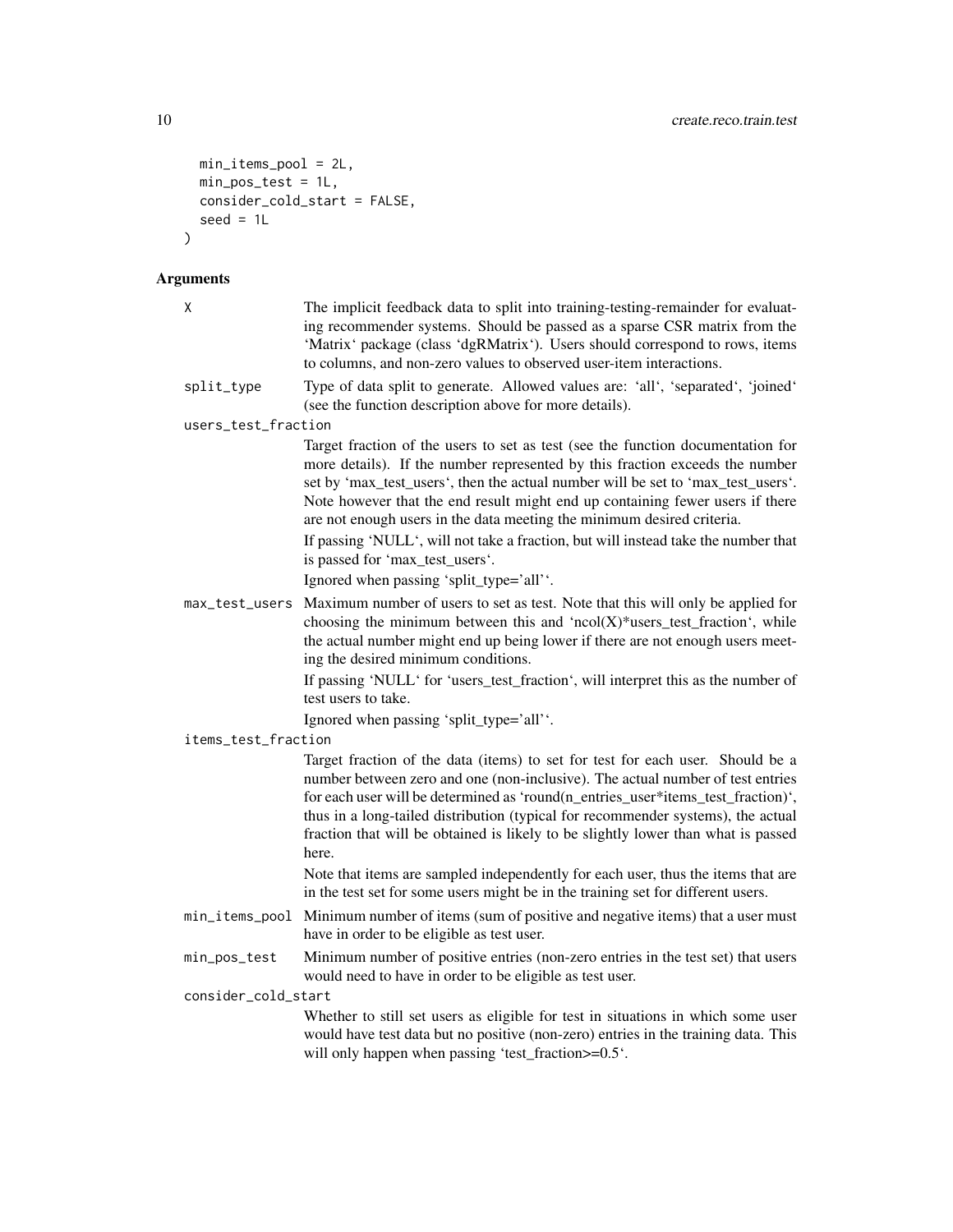```
  min_items_pool = 2L,
  min_pos_test = 1L,
  consider_cold_start = FALSE,
  seed = 1L
)
```

## Arguments

`X`
: The implicit feedback data to split into training-testing-remainder for evaluating recommender systems. Should be passed as a sparse CSR matrix from the 'Matrix' package (class 'dgRMatrix'). Users should correspond to rows, items to columns, and non-zero values to observed user-item interactions.

`split_type`
: Type of data split to generate. Allowed values are: 'all', 'separated', 'joined' (see the function description above for more details).

`users_test_fraction`
: Target fraction of the users to set as test (see the function documentation for more details). If the number represented by this fraction exceeds the number set by 'max_test_users', then the actual number will be set to 'max_test_users'. Note however that the end result might end up containing fewer users if there are not enough users in the data meeting the minimum desired criteria.

  If passing 'NULL', will not take a fraction, but will instead take the number that is passed for 'max_test_users'.

  Ignored when passing 'split_type='all''.

`max_test_users`
: Maximum number of users to set as test. Note that this will only be applied for choosing the minimum between this and 'ncol(X)*users_test_fraction', while the actual number might end up being lower if there are not enough users meeting the desired minimum conditions.

  If passing 'NULL' for 'users_test_fraction', will interpret this as the number of test users to take.

  Ignored when passing 'split_type='all''.

`items_test_fraction`
: Target fraction of the data (items) to set for test for each user. Should be a number between zero and one (non-inclusive). The actual number of test entries for each user will be determined as 'round(n_entries_user*items_test_fraction)', thus in a long-tailed distribution (typical for recommender systems), the actual fraction that will be obtained is likely to be slightly lower than what is passed here.

  Note that items are sampled independently for each user, thus the items that are in the test set for some users might be in the training set for different users.

`min_items_pool`
: Minimum number of items (sum of positive and negative items) that a user must have in order to be eligible as test user.

`min_pos_test`
: Minimum number of positive entries (non-zero entries in the test set) that users would need to have in order to be eligible as test user.

`consider_cold_start`
: Whether to still set users as eligible for test in situations in which some user would have test data but no positive (non-zero) entries in the training data. This will only happen when passing 'test_fraction>=0.5'.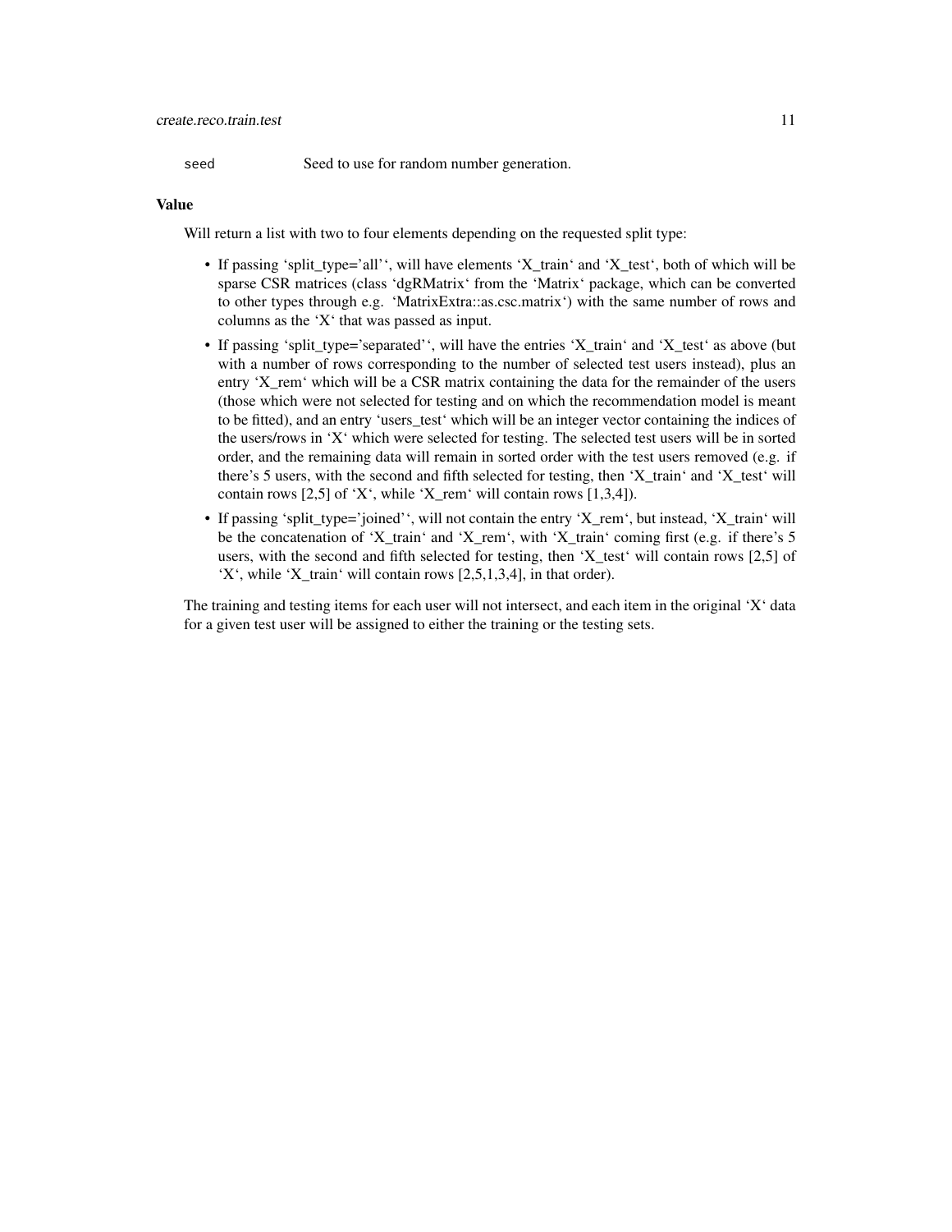seed    Seed to use for random number generation.

## Value

Will return a list with two to four elements depending on the requested split type:

- If passing 'split_type='all'', will have elements 'X_train' and 'X_test', both of which will be sparse CSR matrices (class 'dgRMatrix' from the 'Matrix' package, which can be converted to other types through e.g. 'MatrixExtra::as.csc.matrix') with the same number of rows and columns as the 'X' that was passed as input.
- If passing 'split_type='separated'', will have the entries 'X_train' and 'X_test' as above (but with a number of rows corresponding to the number of selected test users instead), plus an entry 'X_rem' which will be a CSR matrix containing the data for the remainder of the users (those which were not selected for testing and on which the recommendation model is meant to be fitted), and an entry 'users_test' which will be an integer vector containing the indices of the users/rows in 'X' which were selected for testing. The selected test users will be in sorted order, and the remaining data will remain in sorted order with the test users removed (e.g. if there's 5 users, with the second and fifth selected for testing, then 'X_train' and 'X_test' will contain rows [2,5] of 'X', while 'X_rem' will contain rows [1,3,4]).
- If passing 'split_type='joined'', will not contain the entry 'X_rem', but instead, 'X_train' will be the concatenation of 'X_train' and 'X_rem', with 'X_train' coming first (e.g. if there's 5 users, with the second and fifth selected for testing, then 'X_test' will contain rows [2,5] of 'X', while 'X_train' will contain rows [2,5,1,3,4], in that order).

The training and testing items for each user will not intersect, and each item in the original 'X' data for a given test user will be assigned to either the training or the testing sets.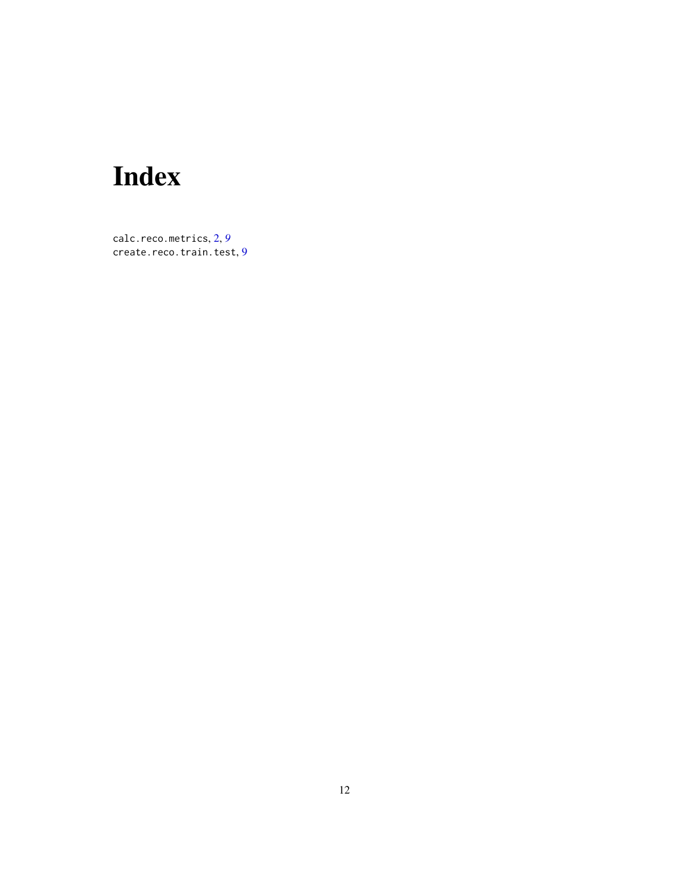# Index

calc.reco.metrics, 2, *9*
create.reco.train.test, 9